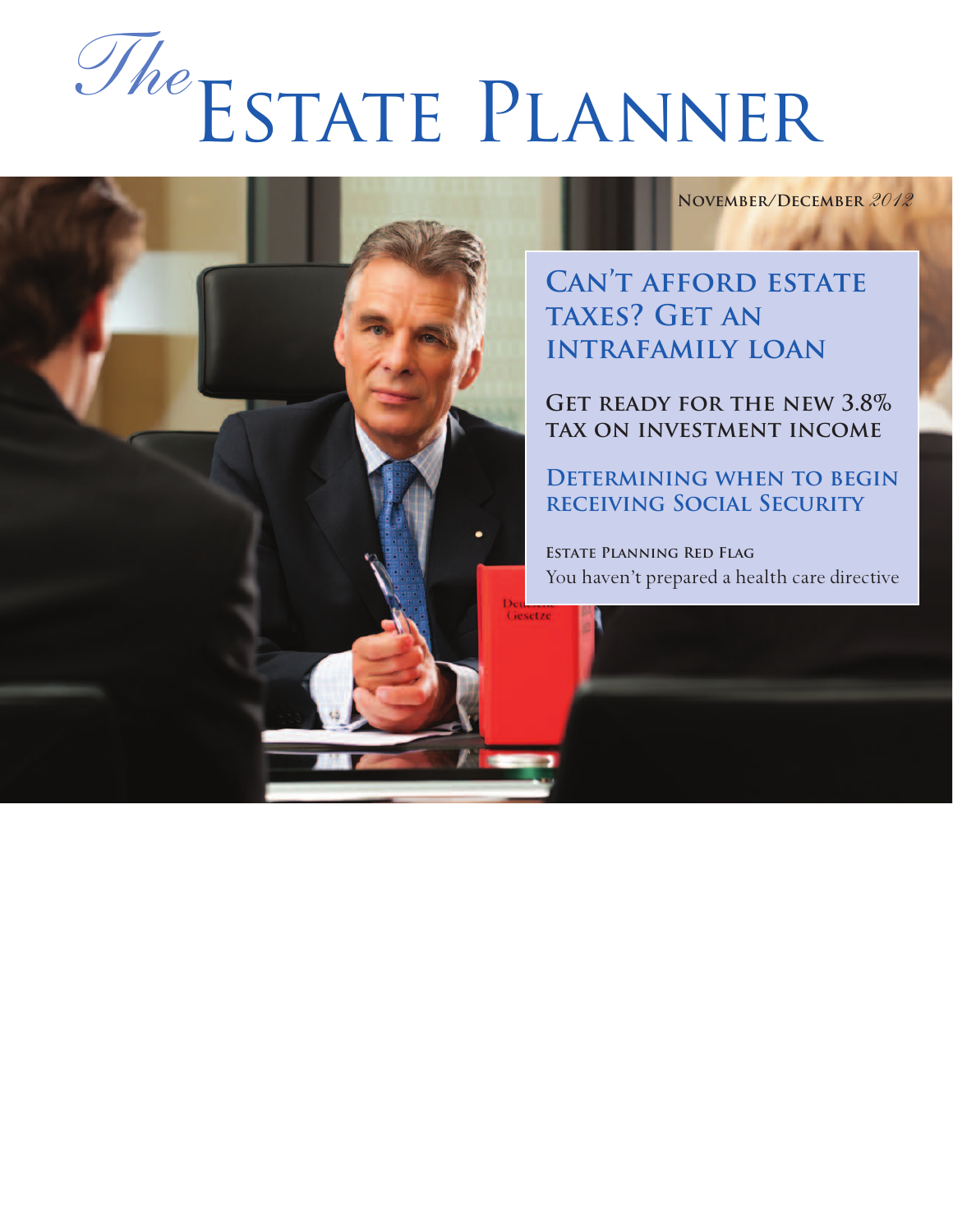# *The* Estate Planner

**November/December** *2012*

## Can't afford estate taxes? Get an intrafamily loan

## Get ready for the new 3.8% tax on investment income

## Determining when to begin receiving Social Security

**Estate Planning Red Flag**

You haven't prepared a health care directive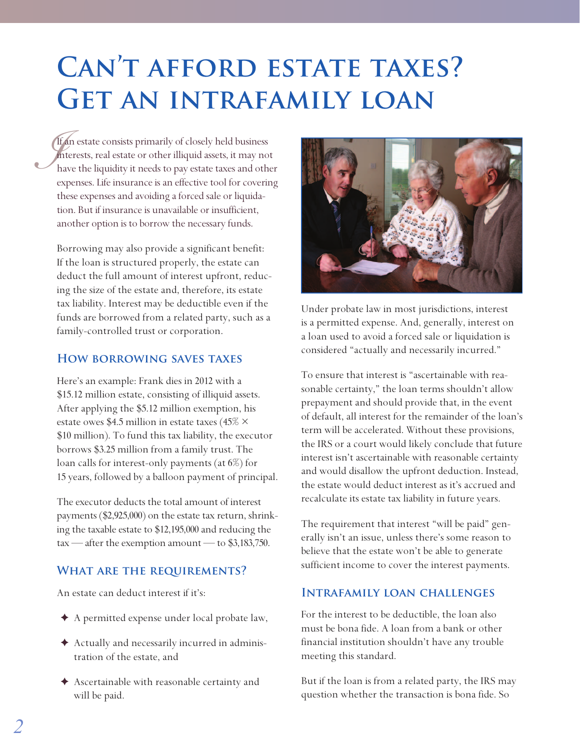# Can't afford estate taxes? Get an intrafamily loan

If an estate consists primarily of closely held business interests, real estate or other illiquid assets, it may not have the liquidity it needs to pay estate taxes and other expenses. Life insurance is an effective tool for covering these expenses and avoiding a forced sale or liquidation. But if insurance is unavailable or insufficient, another option is to borrow the necessary funds.

Borrowing may also provide a significant benefit: If the loan is structured properly, the estate can deduct the full amount of interest upfront, reducing the size of the estate and, therefore, its estate tax liability. Interest may be deductible even if the funds are borrowed from a related party, such as a family-controlled trust or corporation.

## How borrowing saves taxes

Here's an example: Frank dies in 2012 with a \$15.12 million estate, consisting of illiquid assets. After applying the \$5.12 million exemption, his estate owes \$4.5 million in estate taxes (45% × \$10 million). To fund this tax liability, the executor borrows \$3.25 million from a family trust. The loan calls for interest-only payments (at 6%) for 15 years, followed by a balloon payment of principal.

The executor deducts the total amount of interest payments (\$2,925,000) on the estate tax return, shrinking the taxable estate to \$12,195,000 and reducing the tax — after the exemption amount — to \$3,183,750.

## What are the requirements?

An estate can deduct interest if it's:

- A permitted expense under local probate law,
- Actually and necessarily incurred in administration of the estate, and
- Ascertainable with reasonable certainty and will be paid.

Under probate law in most jurisdictions, interest is a permitted expense. And, generally, interest on a loan used to avoid a forced sale or liquidation is considered "actually and necessarily incurred."

To ensure that interest is "ascertainable with reasonable certainty," the loan terms shouldn't allow prepayment and should provide that, in the event of default, all interest for the remainder of the loan's term will be accelerated. Without these provisions, the IRS or a court would likely conclude that future interest isn't ascertainable with reasonable certainty and would disallow the upfront deduction. Instead, the estate would deduct interest as it's accrued and recalculate its estate tax liability in future years.

The requirement that interest "will be paid" generally isn't an issue, unless there's some reason to believe that the estate won't be able to generate sufficient income to cover the interest payments.

## Intrafamily loan challenges

For the interest to be deductible, the loan also must be bona fide. A loan from a bank or other financial institution shouldn't have any trouble meeting this standard.

But if the loan is from a related party, the IRS may question whether the transaction is bona fide. So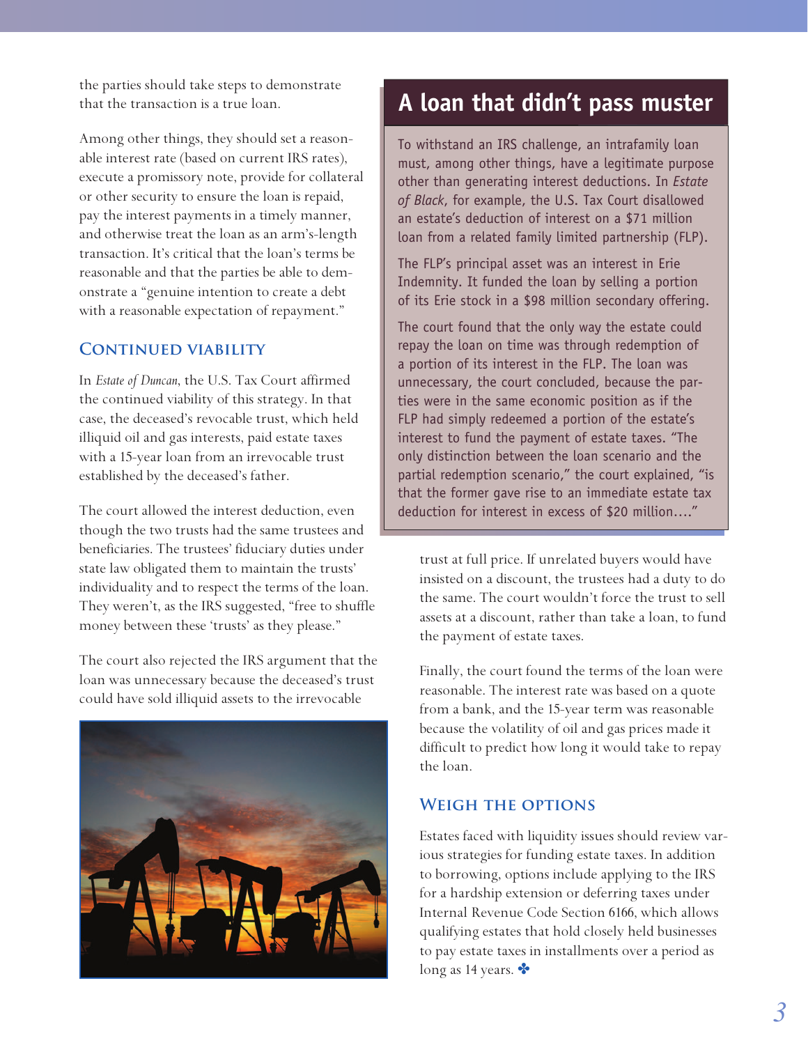the parties should take steps to demonstrate that the transaction is a true loan.

Among other things, they should set a reasonable interest rate (based on current IRS rates), execute a promissory note, provide for collateral or other security to ensure the loan is repaid, pay the interest payments in a timely manner, and otherwise treat the loan as an arm's-length transaction. It's critical that the loan's terms be reasonable and that the parties be able to demonstrate a "genuine intention to create a debt with a reasonable expectation of repayment."

### Continued viability

In *Estate of Duncan*, the U.S. Tax Court affirmed the continued viability of this strategy. In that case, the deceased's revocable trust, which held illiquid oil and gas interests, paid estate taxes with a 15-year loan from an irrevocable trust established by the deceased's father.

The court allowed the interest deduction, even though the two trusts had the same trustees and beneficiaries. The trustees' fiduciary duties under state law obligated them to maintain the trusts' individuality and to respect the terms of the loan. They weren't, as the IRS suggested, "free to shuffle money between these 'trusts' as they please."

The court also rejected the IRS argument that the loan was unnecessary because the deceased's trust could have sold illiquid assets to the irrevocable trust at full price. If unrelated buyers would have insisted on a discount, the trustees had a duty to do the same. The court wouldn't force the trust to sell assets at a discount, rather than take a loan, to fund the payment of estate taxes.

Finally, the court found the terms of the loan were reasonable. The interest rate was based on a quote from a bank, and the 15-year term was reasonable because the volatility of oil and gas prices made it difficult to predict how long it would take to repay the loan.

### Weigh the options

Estates faced with liquidity issues should review various strategies for funding estate taxes. In addition to borrowing, options include applying to the IRS for a hardship extension or deferring taxes under Internal Revenue Code Section 6166, which allows qualifying estates that hold closely held businesses to pay estate taxes in installments over a period as long as 14 years.

## A loan that didn't pass muster

To withstand an IRS challenge, an intrafamily loan must, among other things, have a legitimate purpose other than generating interest deductions. In *Estate of Black*, for example, the U.S. Tax Court disallowed an estate's deduction of interest on a $71 million loan from a related family limited partnership (FLP).

The FLP's principal asset was an interest in Erie Indemnity. It funded the loan by selling a portion of its Erie stock in a $98 million secondary offering.

The court found that the only way the estate could repay the loan on time was through redemption of a portion of its interest in the FLP. The loan was unnecessary, the court concluded, because the parties were in the same economic position as if the FLP had simply redeemed a portion of the estate's interest to fund the payment of estate taxes. "The only distinction between the loan scenario and the partial redemption scenario," the court explained, "is that the former gave rise to an immediate estate tax deduction for interest in excess of $20 million…."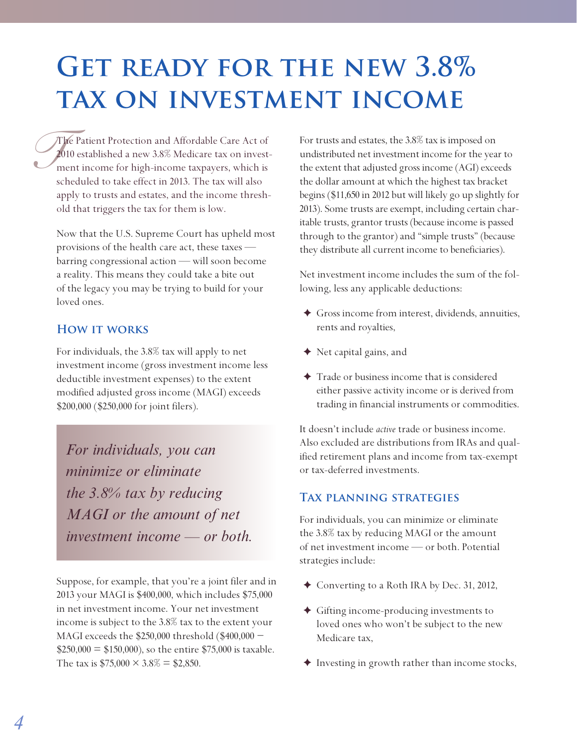# Get ready for the new 3.8% tax on investment income

The Patient Protection and Affordable Care Act of 2010 established a new 3.8% Medicare tax on investment income for high-income taxpayers, which is scheduled to take effect in 2013. The tax will also apply to trusts and estates, and the income threshold that triggers the tax for them is low.

Now that the U.S. Supreme Court has upheld most provisions of the health care act, these taxes — barring congressional action — will soon become a reality. This means they could take a bite out of the legacy you may be trying to build for your loved ones.

## How it works

For individuals, the 3.8% tax will apply to net investment income (gross investment income less deductible investment expenses) to the extent modified adjusted gross income (MAGI) exceeds $200,000 ($250,000 for joint filers).

> *For individuals, you can minimize or eliminate the 3.8% tax by reducing MAGI or the amount of net investment income — or both.*

Suppose, for example, that you're a joint filer and in 2013 your MAGI is $400,000, which includes $75,000 in net investment income. Your net investment income is subject to the 3.8% tax to the extent your MAGI exceeds the $250,000 threshold ($400,000 − $250,000 = $150,000), so the entire $75,000 is taxable. The tax is $75,000 × 3.8% = $2,850.

For trusts and estates, the 3.8% tax is imposed on undistributed net investment income for the year to the extent that adjusted gross income (AGI) exceeds the dollar amount at which the highest tax bracket begins ($11,650 in 2012 but will likely go up slightly for 2013). Some trusts are exempt, including certain charitable trusts, grantor trusts (because income is passed through to the grantor) and "simple trusts" (because they distribute all current income to beneficiaries).

Net investment income includes the sum of the following, less any applicable deductions:

- Gross income from interest, dividends, annuities, rents and royalties,
- Net capital gains, and
- Trade or business income that is considered either passive activity income or is derived from trading in financial instruments or commodities.

It doesn't include *active* trade or business income. Also excluded are distributions from IRAs and qualified retirement plans and income from tax-exempt or tax-deferred investments.

## Tax planning strategies

For individuals, you can minimize or eliminate the 3.8% tax by reducing MAGI or the amount of net investment income — or both. Potential strategies include:

- Converting to a Roth IRA by Dec. 31, 2012,
- Gifting income-producing investments to loved ones who won't be subject to the new Medicare tax,
- Investing in growth rather than income stocks,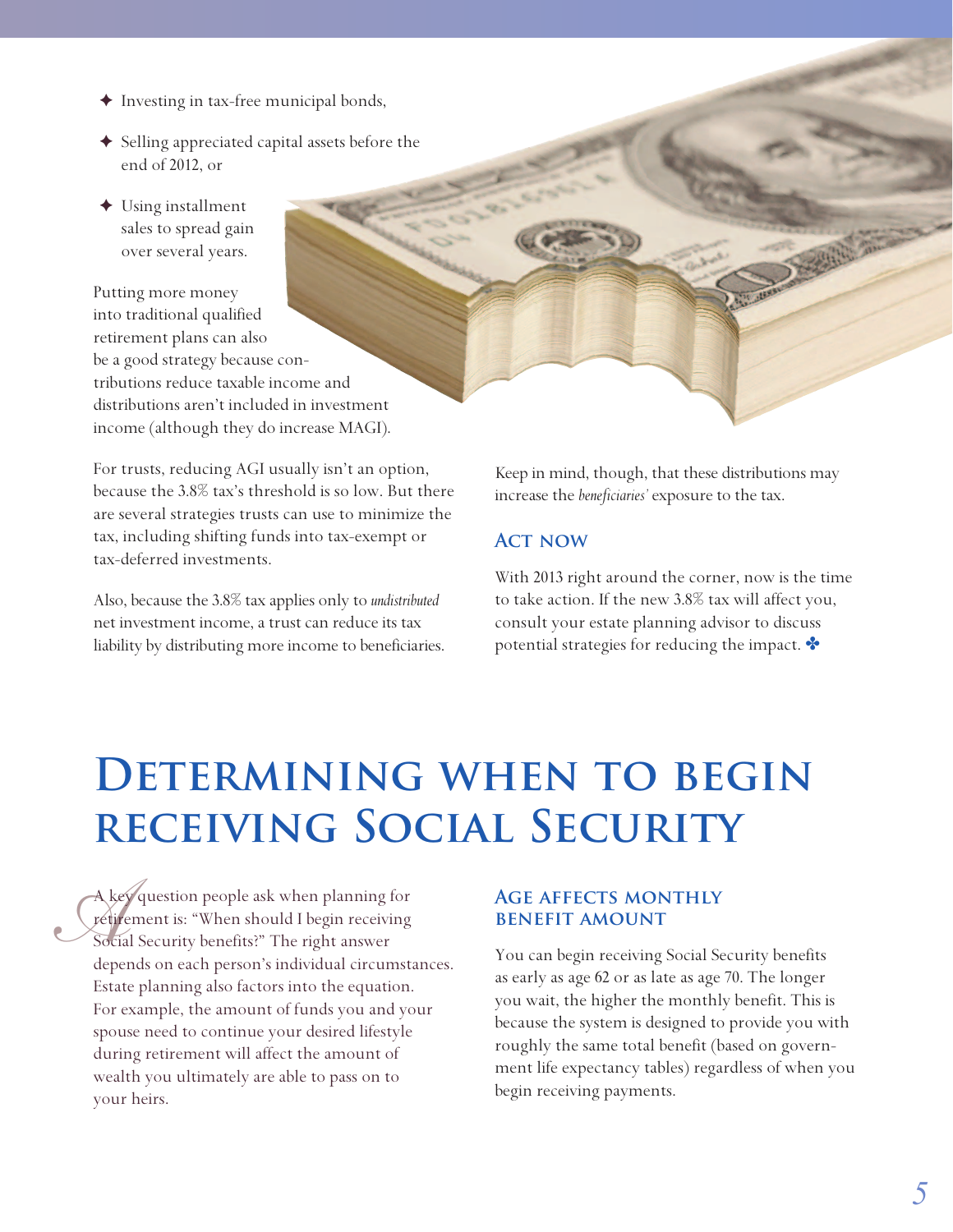- Investing in tax-free municipal bonds,
- Selling appreciated capital assets before the end of 2012, or
- Using installment sales to spread gain over several years.

Putting more money into traditional qualified retirement plans can also be a good strategy because contributions reduce taxable income and distributions aren't included in investment income (although they do increase MAGI).

For trusts, reducing AGI usually isn't an option, because the 3.8% tax's threshold is so low. But there are several strategies trusts can use to minimize the tax, including shifting funds into tax-exempt or tax-deferred investments.

Also, because the 3.8% tax applies only to *undistributed* net investment income, a trust can reduce its tax liability by distributing more income to beneficiaries. Keep in mind, though, that these distributions may increase the *beneficiaries'* exposure to the tax.

### Act now

With 2013 right around the corner, now is the time to take action. If the new 3.8% tax will affect you, consult your estate planning advisor to discuss potential strategies for reducing the impact. ✤

# Determining when to begin receiving Social Security

A key question people ask when planning for retirement is: "When should I begin receiving Social Security benefits?" The right answer depends on each person's individual circumstances. Estate planning also factors into the equation. For example, the amount of funds you and your spouse need to continue your desired lifestyle during retirement will affect the amount of wealth you ultimately are able to pass on to your heirs.

### Age affects monthly benefit amount

You can begin receiving Social Security benefits as early as age 62 or as late as age 70. The longer you wait, the higher the monthly benefit. This is because the system is designed to provide you with roughly the same total benefit (based on government life expectancy tables) regardless of when you begin receiving payments.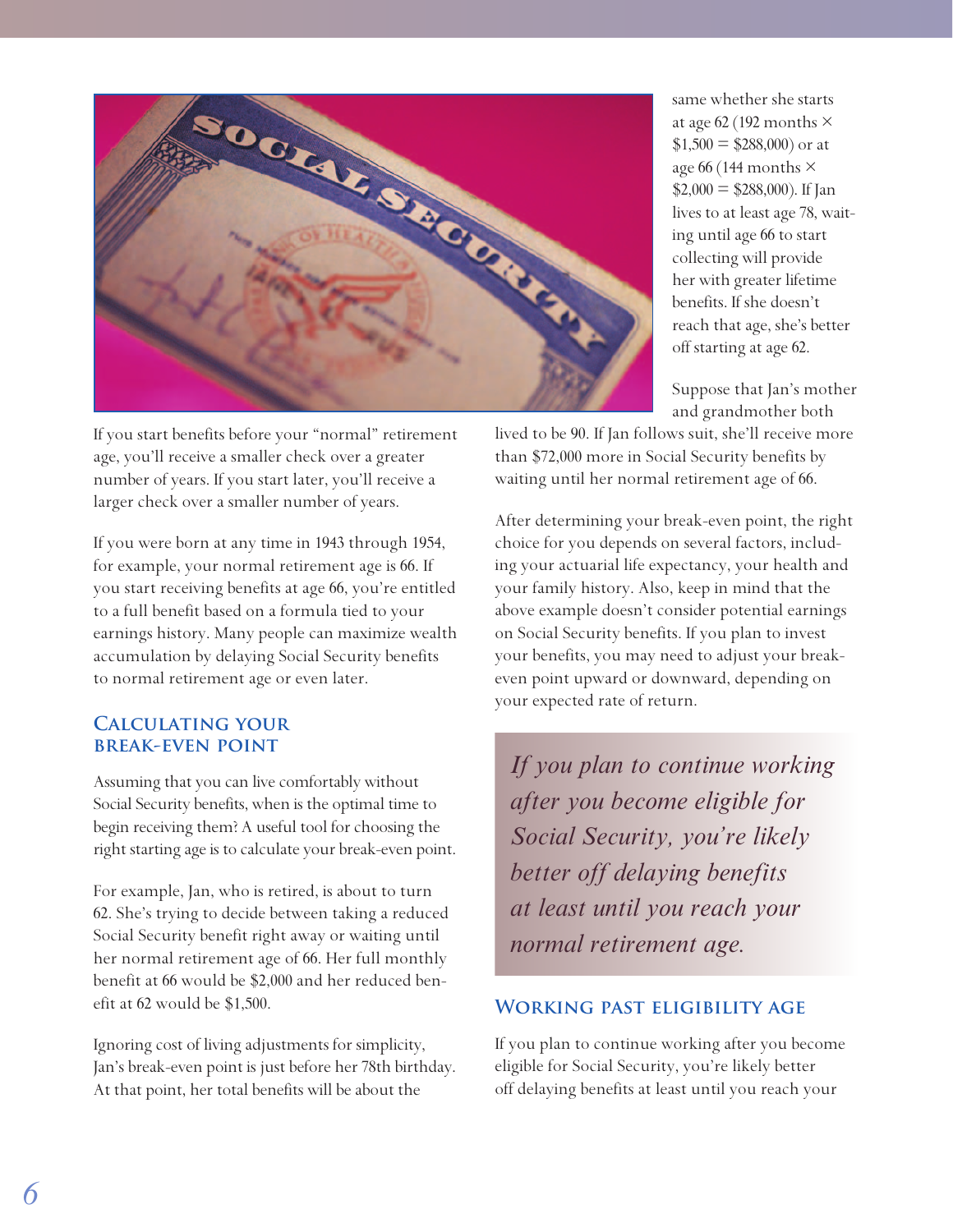If you start benefits before your "normal" retirement age, you'll receive a smaller check over a greater number of years. If you start later, you'll receive a larger check over a smaller number of years.

If you were born at any time in 1943 through 1954, for example, your normal retirement age is 66. If you start receiving benefits at age 66, you're entitled to a full benefit based on a formula tied to your earnings history. Many people can maximize wealth accumulation by delaying Social Security benefits to normal retirement age or even later.

## Calculating your break-even point

Assuming that you can live comfortably without Social Security benefits, when is the optimal time to begin receiving them? A useful tool for choosing the right starting age is to calculate your break-even point.

For example, Jan, who is retired, is about to turn 62. She's trying to decide between taking a reduced Social Security benefit right away or waiting until her normal retirement age of 66. Her full monthly benefit at 66 would be $2,000 and her reduced benefit at 62 would be $1,500.

Ignoring cost of living adjustments for simplicity, Jan's break-even point is just before her 78th birthday. At that point, her total benefits will be about the same whether she starts at age 62 (192 months × $1,500 = $288,000) or at age 66 (144 months × $2,000 = $288,000). If Jan lives to at least age 78, waiting until age 66 to start collecting will provide her with greater lifetime benefits. If she doesn't reach that age, she's better off starting at age 62.

Suppose that Jan's mother and grandmother both lived to be 90. If Jan follows suit, she'll receive more than $72,000 more in Social Security benefits by waiting until her normal retirement age of 66.

After determining your break-even point, the right choice for you depends on several factors, including your actuarial life expectancy, your health and your family history. Also, keep in mind that the above example doesn't consider potential earnings on Social Security benefits. If you plan to invest your benefits, you may need to adjust your break-even point upward or downward, depending on your expected rate of return.

> *If you plan to continue working after you become eligible for Social Security, you're likely better off delaying benefits at least until you reach your normal retirement age.*

## Working past eligibility age

If you plan to continue working after you become eligible for Social Security, you're likely better off delaying benefits at least until you reach your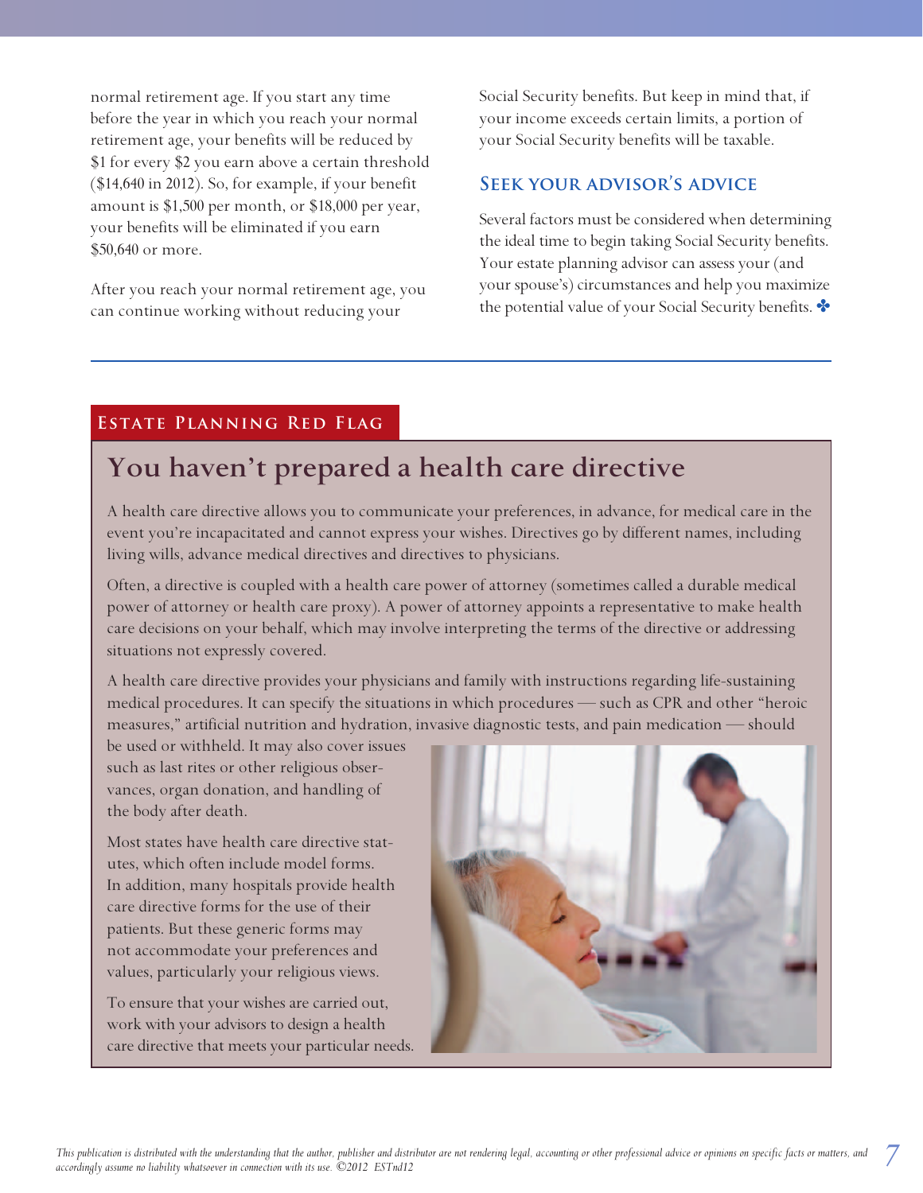normal retirement age. If you start any time before the year in which you reach your normal retirement age, your benefits will be reduced by $1 for every $2 you earn above a certain threshold ($14,640 in 2012). So, for example, if your benefit amount is $1,500 per month, or $18,000 per year, your benefits will be eliminated if you earn $50,640 or more.

After you reach your normal retirement age, you can continue working without reducing your Social Security benefits. But keep in mind that, if your income exceeds certain limits, a portion of your Social Security benefits will be taxable.

### Seek your advisor's advice

Several factors must be considered when determining the ideal time to begin taking Social Security benefits. Your estate planning advisor can assess your (and your spouse's) circumstances and help you maximize the potential value of your Social Security benefits. ✤

---

**Estate Planning Red Flag**

## You haven't prepared a health care directive

A health care directive allows you to communicate your preferences, in advance, for medical care in the event you're incapacitated and cannot express your wishes. Directives go by different names, including living wills, advance medical directives and directives to physicians.

Often, a directive is coupled with a health care power of attorney (sometimes called a durable medical power of attorney or health care proxy). A power of attorney appoints a representative to make health care decisions on your behalf, which may involve interpreting the terms of the directive or addressing situations not expressly covered.

A health care directive provides your physicians and family with instructions regarding life-sustaining medical procedures. It can specify the situations in which procedures — such as CPR and other "heroic measures," artificial nutrition and hydration, invasive diagnostic tests, and pain medication — should be used or withheld. It may also cover issues such as last rites or other religious observances, organ donation, and handling of the body after death.

Most states have health care directive statutes, which often include model forms. In addition, many hospitals provide health care directive forms for the use of their patients. But these generic forms may not accommodate your preferences and values, particularly your religious views.

To ensure that your wishes are carried out, work with your advisors to design a health care directive that meets your particular needs.

*This publication is distributed with the understanding that the author, publisher and distributor are not rendering legal, accounting or other professional advice or opinions on specific facts or matters, and accordingly assume no liability whatsoever in connection with its use. ©2012 ESTnd12*